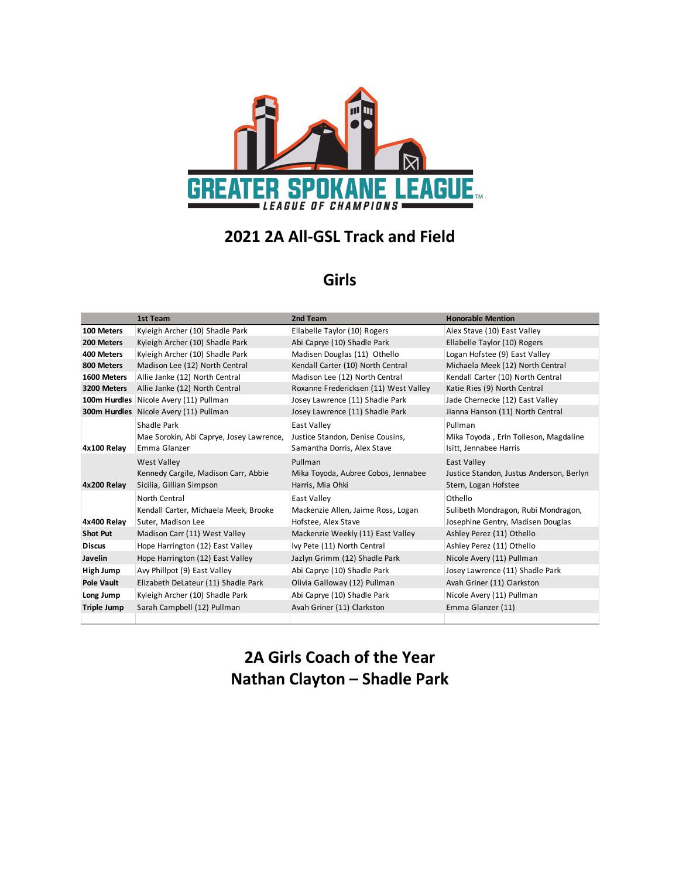GREATER SPOKANE LEAGUE

LEAGUE OF CHAMPIONS

# 2021 2A All-GSL Track and Field

## Girls

| | 1st Team | 2nd Team | Honorable Mention |
|---|---|---|---|
| **100 Meters** | Kyleigh Archer (10) Shadle Park | Ellabelle Taylor (10) Rogers | Alex Stave (10) East Valley |
| **200 Meters** | Kyleigh Archer (10) Shadle Park | Abi Caprye (10) Shadle Park | Ellabelle Taylor (10) Rogers |
| **400 Meters** | Kyleigh Archer (10) Shadle Park | Madisen Douglas (11) Othello | Logan Hofstee (9) East Valley |
| **800 Meters** | Madison Lee (12) North Central | Kendall Carter (10) North Central | Michaela Meek (12) North Central |
| **1600 Meters** | Allie Janke (12) North Central | Madison Lee (12) North Central | Kendall Carter (10) North Central |
| **3200 Meters** | Allie Janke (12) North Central | Roxanne Fredericksen (11) West Valley | Katie Ries (9) North Central |
| **100m Hurdles** | Nicole Avery (11) Pullman | Josey Lawrence (11) Shadle Park | Jade Chernecke (12) East Valley |
| **300m Hurdles** | Nicole Avery (11) Pullman | Josey Lawrence (11) Shadle Park | Jianna Hanson (11) North Central |
| **4x100 Relay** | Shadle Park<br>Mae Sorokin, Abi Caprye, Josey Lawrence, Emma Glanzer | East Valley<br>Justice Standon, Denise Cousins, Samantha Dorris, Alex Stave | Pullman<br>Mika Toyoda , Erin Tolleson, Magdaline Isitt, Jennabee Harris |
| **4x200 Relay** | West Valley<br>Kennedy Cargile, Madison Carr, Abbie Sicilia, Gillian Simpson | Pullman<br>Mika Toyoda, Aubree Cobos, Jennabee Harris, Mia Ohki | East Valley<br>Justice Standon, Justus Anderson, Berlyn Stern, Logan Hofstee |
| **4x400 Relay** | North Central<br>Kendall Carter, Michaela Meek, Brooke Suter, Madison Lee | East Valley<br>Mackenzie Allen, Jaime Ross, Logan Hofstee, Alex Stave | Othello<br>Sulibeth Mondragon, Rubi Mondragon, Josephine Gentry, Madsen Douglas |
| **Shot Put** | Madison Carr (11) West Valley | Mackenzie Weekly (11) East Valley | Ashley Perez (11) Othello |
| **Discus** | Hope Harrington (12) East Valley | Ivy Pete (11) North Central | Ashley Perez (11) Othello |
| **Javelin** | Hope Harrington (12) East Valley | Jazlyn Grimm (12) Shadle Park | Nicole Avery (11) Pullman |
| **High Jump** | Avy Phillpot (9) East Valley | Abi Caprye (10) Shadle Park | Josey Lawrence (11) Shadle Park |
| **Pole Vault** | Elizabeth DeLateur (11) Shadle Park | Olivia Galloway (12) Pullman | Avah Griner (11) Clarkston |
| **Long Jump** | Kyleigh Archer (10) Shadle Park | Abi Caprye (10) Shadle Park | Nicole Avery (11) Pullman |
| **Triple Jump** | Sarah Campbell (12) Pullman | Avah Griner (11) Clarkston | Emma Glanzer (11) |

## 2A Girls Coach of the Year
## Nathan Clayton – Shadle Park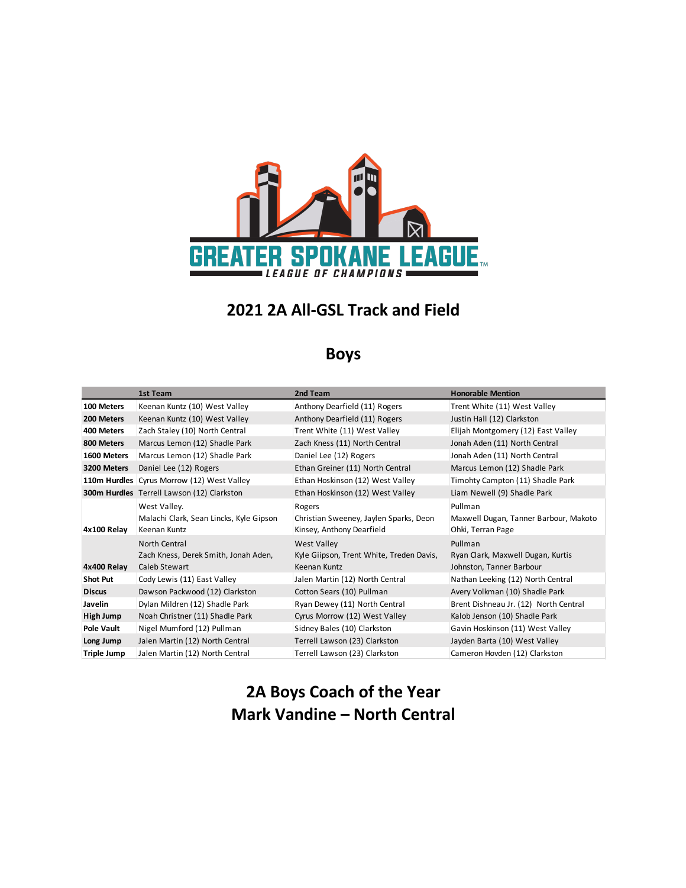# 2021 2A All-GSL Track and Field

## Boys

| | 1st Team | 2nd Team | Honorable Mention |
|---|---|---|---|
| **100 Meters** | Keenan Kuntz (10) West Valley | Anthony Dearfield (11) Rogers | Trent White (11) West Valley |
| **200 Meters** | Keenan Kuntz (10) West Valley | Anthony Dearfield (11) Rogers | Justin Hall (12) Clarkston |
| **400 Meters** | Zach Staley (10) North Central | Trent White (11) West Valley | Elijah Montgomery (12) East Valley |
| **800 Meters** | Marcus Lemon (12) Shadle Park | Zach Kness (11) North Central | Jonah Aden (11) North Central |
| **1600 Meters** | Marcus Lemon (12) Shadle Park | Daniel Lee (12) Rogers | Jonah Aden (11) North Central |
| **3200 Meters** | Daniel Lee (12) Rogers | Ethan Greiner (11) North Central | Marcus Lemon (12) Shadle Park |
| **110m Hurdles** | Cyrus Morrow (12) West Valley | Ethan Hoskinson (12) West Valley | Timohty Campton (11) Shadle Park |
| **300m Hurdles** | Terrell Lawson (12) Clarkston | Ethan Hoskinson (12) West Valley | Liam Newell (9) Shadle Park |
| **4x100 Relay** | West Valley. Malachi Clark, Sean Lincks, Kyle Gipson Keenan Kuntz | Rogers Christian Sweeney, Jaylen Sparks, Deon Kinsey, Anthony Dearfield | Pullman Maxwell Dugan, Tanner Barbour, Makoto Ohki, Terran Page |
| **4x400 Relay** | North Central Zach Kness, Derek Smith, Jonah Aden, Caleb Stewart | West Valley Kyle Giipson, Trent White, Treden Davis, Keenan Kuntz | Pullman Ryan Clark, Maxwell Dugan, Kurtis Johnston, Tanner Barbour |
| **Shot Put** | Cody Lewis (11) East Valley | Jalen Martin (12) North Central | Nathan Leeking (12) North Central |
| **Discus** | Dawson Packwood (12) Clarkston | Cotton Sears (10) Pullman | Avery Volkman (10) Shadle Park |
| **Javelin** | Dylan Mildren (12) Shadle Park | Ryan Dewey (11) North Central | Brent Dishneau Jr. (12) North Central |
| **High Jump** | Noah Christner (11) Shadle Park | Cyrus Morrow (12) West Valley | Kalob Jenson (10) Shadle Park |
| **Pole Vault** | Nigel Mumford (12) Pullman | Sidney Bales (10) Clarkston | Gavin Hoskinson (11) West Valley |
| **Long Jump** | Jalen Martin (12) North Central | Terrell Lawson (23) Clarkston | Jayden Barta (10) West Valley |
| **Triple Jump** | Jalen Martin (12) North Central | Terrell Lawson (23) Clarkston | Cameron Hovden (12) Clarkston |

## 2A Boys Coach of the Year
## Mark Vandine – North Central